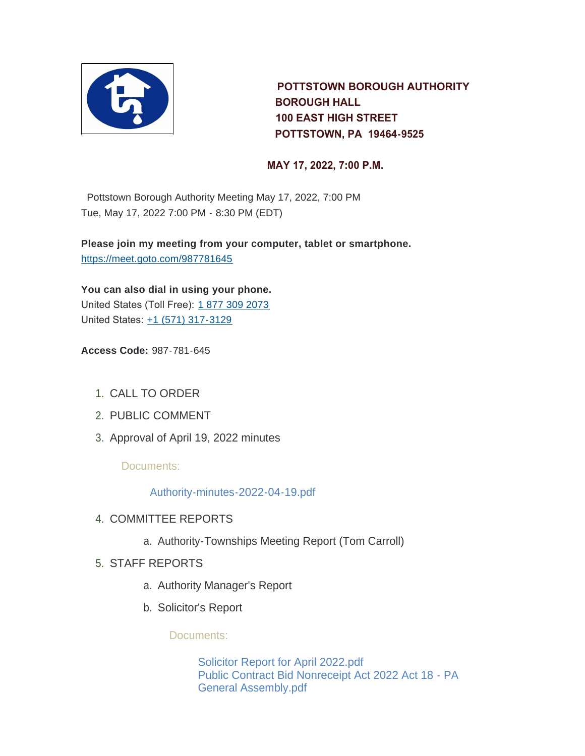**POTTSTOWN BOROUGH AUTHORITY**
**BOROUGH HALL**
**100 EAST HIGH STREET**
**POTTSTOWN, PA 19464-9525**

**MAY 17, 2022, 7:00 P.M.**

Pottstown Borough Authority Meeting May 17, 2022, 7:00 PM
Tue, May 17, 2022 7:00 PM - 8:30 PM (EDT)

**Please join my meeting from your computer, tablet or smartphone.**
https://meet.goto.com/987781645

**You can also dial in using your phone.**
United States (Toll Free): 1 877 309 2073
United States: +1 (571) 317-3129

**Access Code:** 987-781-645

1. CALL TO ORDER
2. PUBLIC COMMENT
3. Approval of April 19, 2022 minutes

   Documents:

   Authority-minutes-2022-04-19.pdf

4. COMMITTEE REPORTS
   a. Authority-Townships Meeting Report (Tom Carroll)
5. STAFF REPORTS
   a. Authority Manager's Report
   b. Solicitor's Report

      Documents:

      Solicitor Report for April 2022.pdf
      Public Contract Bid Nonreceipt Act 2022 Act 18 - PA General Assembly.pdf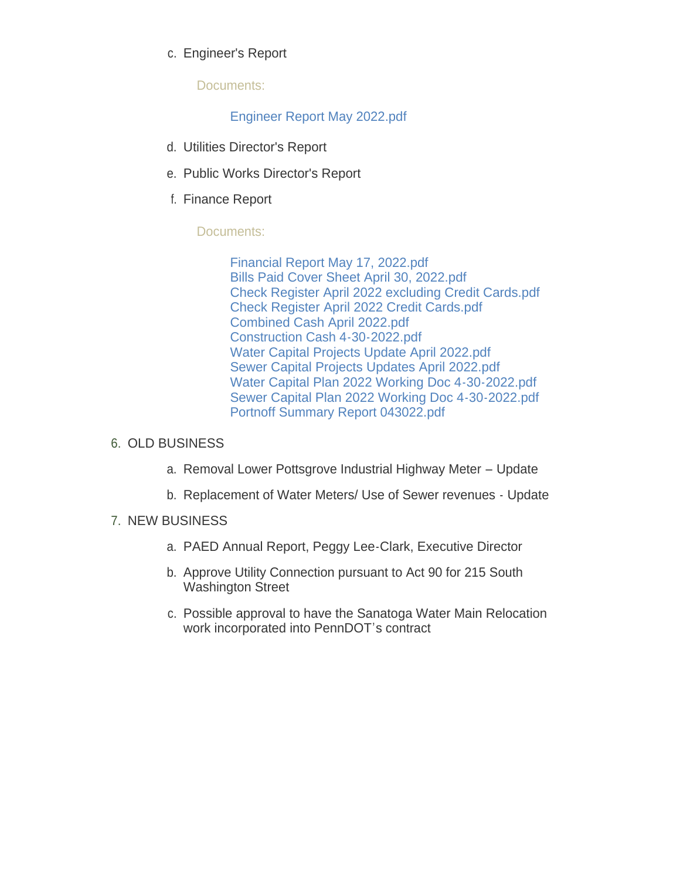c. Engineer's Report

Documents:

Engineer Report May 2022.pdf

d. Utilities Director's Report

e. Public Works Director's Report

f. Finance Report

Documents:

Financial Report May 17, 2022.pdf
Bills Paid Cover Sheet April 30, 2022.pdf
Check Register April 2022 excluding Credit Cards.pdf
Check Register April 2022 Credit Cards.pdf
Combined Cash April 2022.pdf
Construction Cash 4-30-2022.pdf
Water Capital Projects Update April 2022.pdf
Sewer Capital Projects Updates April 2022.pdf
Water Capital Plan 2022 Working Doc 4-30-2022.pdf
Sewer Capital Plan 2022 Working Doc 4-30-2022.pdf
Portnoff Summary Report 043022.pdf

6. OLD BUSINESS

a. Removal Lower Pottsgrove Industrial Highway Meter – Update

b. Replacement of Water Meters/ Use of Sewer revenues - Update

7. NEW BUSINESS

a. PAED Annual Report, Peggy Lee-Clark, Executive Director

b. Approve Utility Connection pursuant to Act 90 for 215 South Washington Street

c. Possible approval to have the Sanatoga Water Main Relocation work incorporated into PennDOT's contract